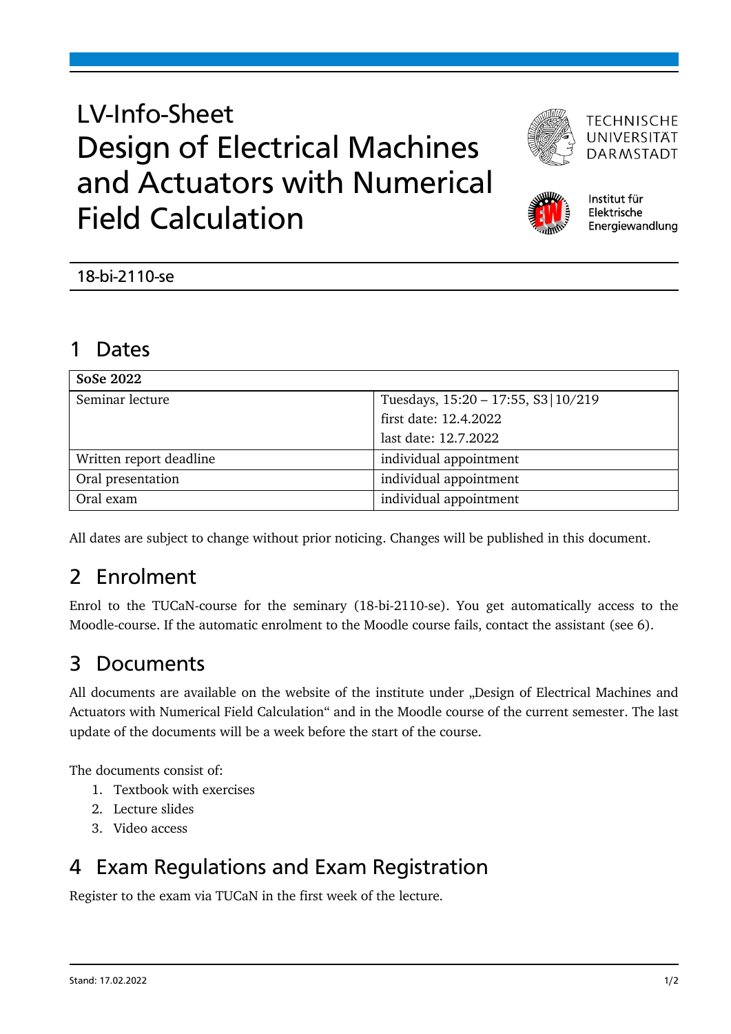# LV-Info-Sheet
# Design of Electrical Machines and Actuators with Numerical Field Calculation

TECHNISCHE UNIVERSITÄT DARMSTADT

Institut für Elektrische Energiewandlung

18-bi-2110-se

## 1 Dates

| SoSe 2022 | |
|---|---|
| Seminar lecture | Tuesdays, 15:20 – 17:55, S3\|10/219<br>first date: 12.4.2022<br>last date: 12.7.2022 |
| Written report deadline | individual appointment |
| Oral presentation | individual appointment |
| Oral exam | individual appointment |

All dates are subject to change without prior noticing. Changes will be published in this document.

## 2 Enrolment

Enrol to the TUCaN-course for the seminary (18-bi-2110-se). You get automatically access to the Moodle-course. If the automatic enrolment to the Moodle course fails, contact the assistant (see 6).

## 3 Documents

All documents are available on the website of the institute under „Design of Electrical Machines and Actuators with Numerical Field Calculation“ and in the Moodle course of the current semester. The last update of the documents will be a week before the start of the course.

The documents consist of:

1. Textbook with exercises
2. Lecture slides
3. Video access

## 4 Exam Regulations and Exam Registration

Register to the exam via TUCaN in the first week of the lecture.

Stand: 17.02.2022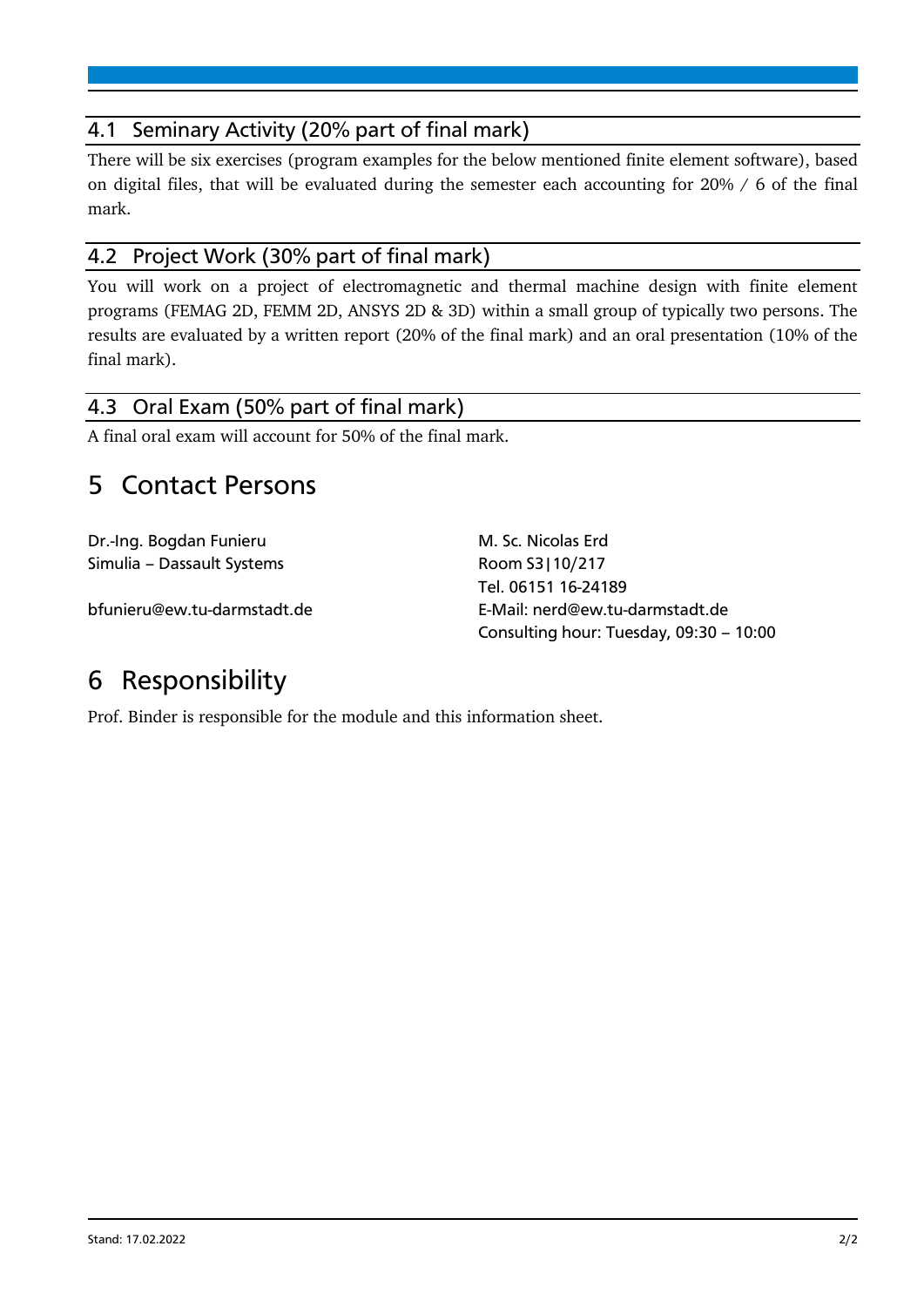### 4.1 Seminary Activity (20% part of final mark)

There will be six exercises (program examples for the below mentioned finite element software), based on digital files, that will be evaluated during the semester each accounting for 20% / 6 of the final mark.

### 4.2 Project Work (30% part of final mark)

You will work on a project of electromagnetic and thermal machine design with finite element programs (FEMAG 2D, FEMM 2D, ANSYS 2D & 3D) within a small group of typically two persons. The results are evaluated by a written report (20% of the final mark) and an oral presentation (10% of the final mark).

### 4.3 Oral Exam (50% part of final mark)

A final oral exam will account for 50% of the final mark.

## 5 Contact Persons

Dr.-Ing. Bogdan Funieru
Simulia – Dassault Systems

bfunieru@ew.tu-darmstadt.de

M. Sc. Nicolas Erd
Room S3|10/217
Tel. 06151 16-24189
E-Mail: nerd@ew.tu-darmstadt.de
Consulting hour: Tuesday, 09:30 – 10:00

## 6 Responsibility

Prof. Binder is responsible for the module and this information sheet.

Stand: 17.02.2022